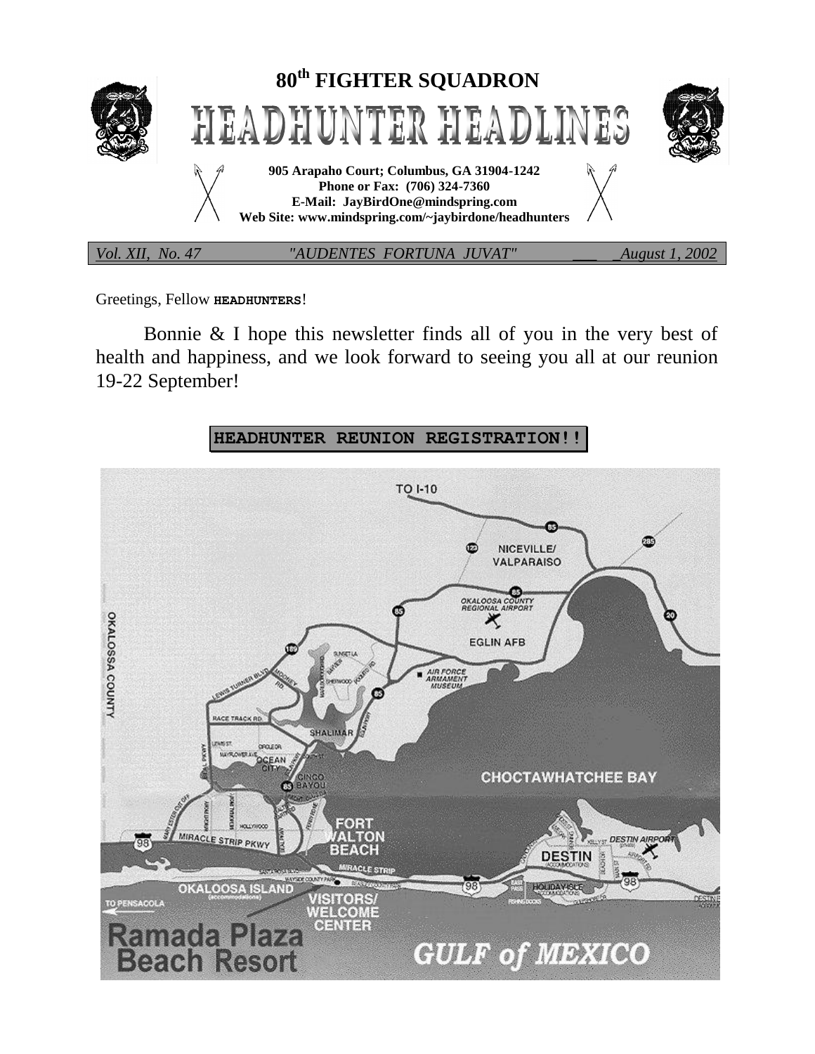# 80th FIGHTER SQUADRON

# HEADHUNTER HEADLINES

**905 Arapaho Court; Columbus, GA 31904-1242**
**Phone or Fax: (706) 324-7360**
**E-Mail: JayBirdOne@mindspring.com**
**Web Site: www.mindspring.com/~jaybirdone/headhunters**

*Vol. XII, No. 47* *"AUDENTES FORTUNA JUVAT"* *August 1, 2002*

Greetings, Fellow **HEADHUNTERS**!

Bonnie & I hope this newsletter finds all of you in the very best of health and happiness, and we look forward to seeing you all at our reunion 19-22 September!

**HEADHUNTER REUNION REGISTRATION!!**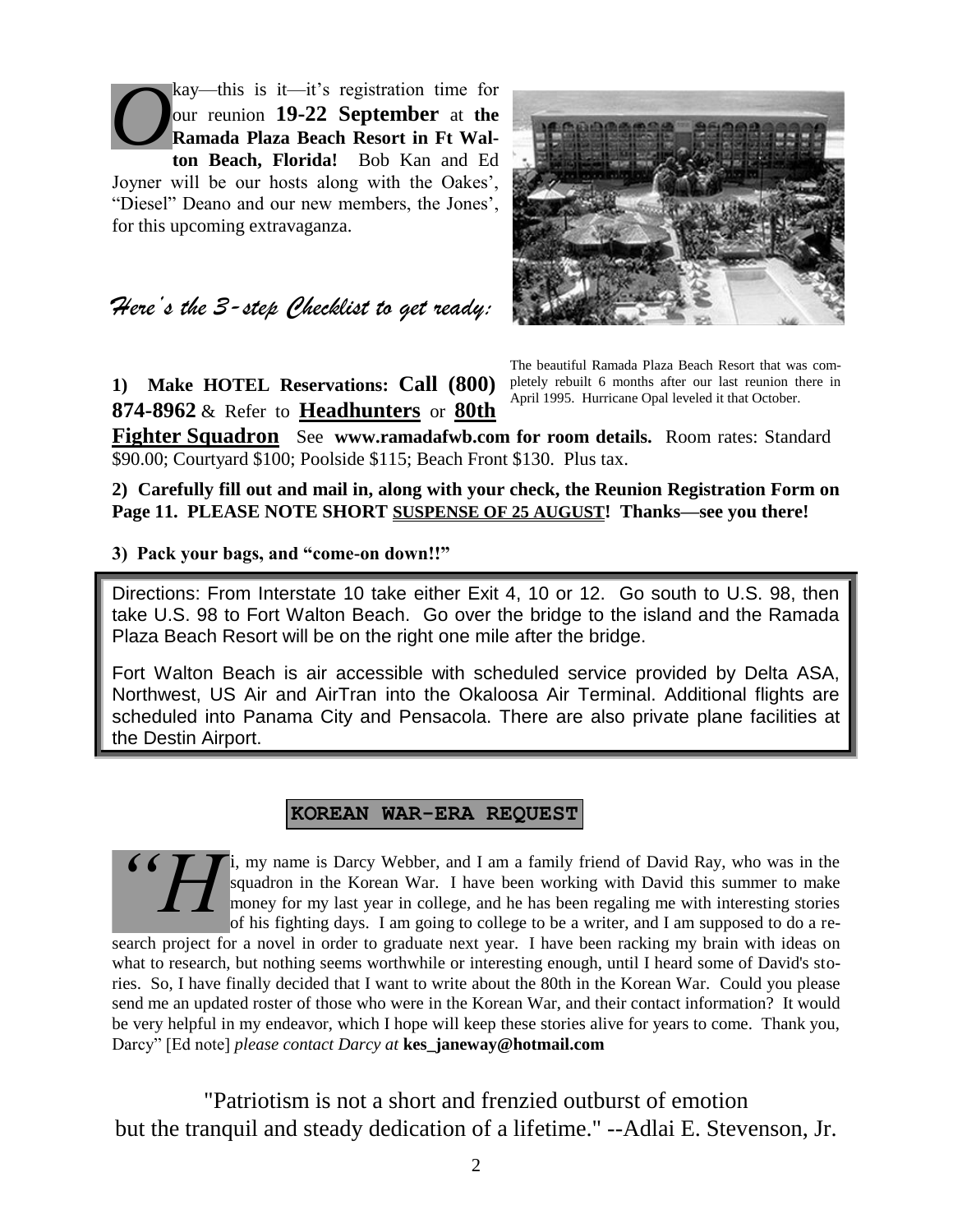**O**kay—this is it—it's registration time for our reunion **19-22 September** at **the Ramada Plaza Beach Resort in Ft Walton Beach, Florida!** Bob Kan and Ed Joyner will be our hosts along with the Oakes', "Diesel" Deano and our new members, the Jones', for this upcoming extravaganza.

*Here's the 3-step Checklist to get ready:*

The beautiful Ramada Plaza Beach Resort that was completely rebuilt 6 months after our last reunion there in April 1995. Hurricane Opal leveled it that October.

**1) Make HOTEL Reservations: Call (800) 874-8962** & Refer to **Headhunters** or **80th Fighter Squadron** See **www.ramadafwb.com for room details.** Room rates: Standard $90.00; Courtyard $100; Poolside $115; Beach Front $130. Plus tax.

**2) Carefully fill out and mail in, along with your check, the Reunion Registration Form on Page 11. PLEASE NOTE SHORT SUSPENSE OF 25 AUGUST! Thanks—see you there!**

**3) Pack your bags, and "come-on down!!"**

Directions: From Interstate 10 take either Exit 4, 10 or 12. Go south to U.S. 98, then take U.S. 98 to Fort Walton Beach. Go over the bridge to the island and the Ramada Plaza Beach Resort will be on the right one mile after the bridge.

Fort Walton Beach is air accessible with scheduled service provided by Delta ASA, Northwest, US Air and AirTran into the Okaloosa Air Terminal. Additional flights are scheduled into Panama City and Pensacola. There are also private plane facilities at the Destin Airport.

## KOREAN WAR-ERA REQUEST

"Hi, my name is Darcy Webber, and I am a family friend of David Ray, who was in the squadron in the Korean War. I have been working with David this summer to make money for my last year in college, and he has been regaling me with interesting stories of his fighting days. I am going to college to be a writer, and I am supposed to do a research project for a novel in order to graduate next year. I have been racking my brain with ideas on what to research, but nothing seems worthwhile or interesting enough, until I heard some of David's stories. So, I have finally decided that I want to write about the 80th in the Korean War. Could you please send me an updated roster of those who were in the Korean War, and their contact information? It would be very helpful in my endeavor, which I hope will keep these stories alive for years to come. Thank you, Darcy" [Ed note] *please contact Darcy at* **kes_janeway@hotmail.com**

"Patriotism is not a short and frenzied outburst of emotion but the tranquil and steady dedication of a lifetime." --Adlai E. Stevenson, Jr.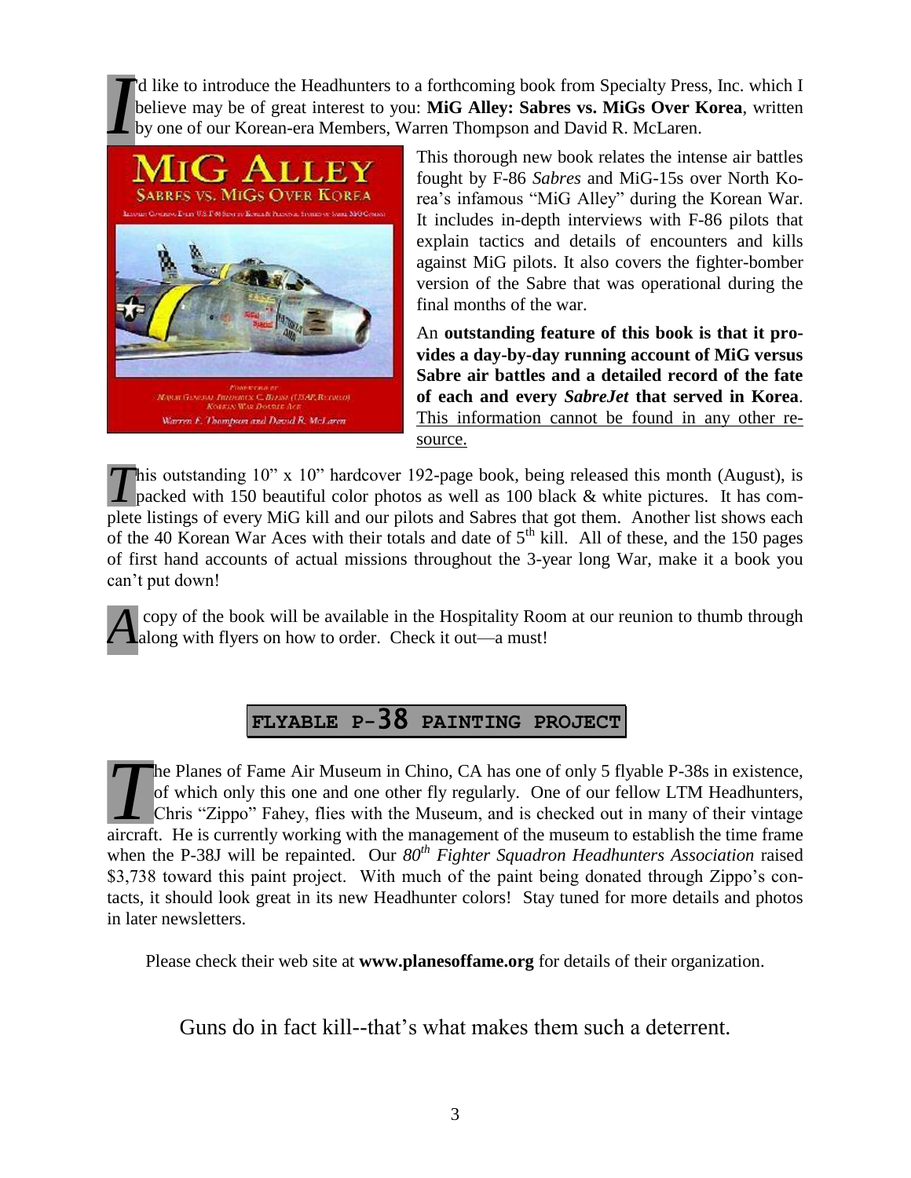I'd like to introduce the Headhunters to a forthcoming book from Specialty Press, Inc. which I believe may be of great interest to you: **MiG Alley: Sabres vs. MiGs Over Korea**, written by one of our Korean-era Members, Warren Thompson and David R. McLaren.

This thorough new book relates the intense air battles fought by F-86 *Sabres* and MiG-15s over North Korea's infamous "MiG Alley" during the Korean War. It includes in-depth interviews with F-86 pilots that explain tactics and details of encounters and kills against MiG pilots. It also covers the fighter-bomber version of the Sabre that was operational during the final months of the war.

An **outstanding feature of this book is that it provides a day-by-day running account of MiG versus Sabre air battles and a detailed record of the fate of each and every *SabreJet* that served in Korea**. This information cannot be found in any other resource.

This outstanding 10" x 10" hardcover 192-page book, being released this month (August), is packed with 150 beautiful color photos as well as 100 black & white pictures. It has complete listings of every MiG kill and our pilots and Sabres that got them. Another list shows each of the 40 Korean War Aces with their totals and date of 5th kill. All of these, and the 150 pages of first hand accounts of actual missions throughout the 3-year long War, make it a book you can't put down!

A copy of the book will be available in the Hospitality Room at our reunion to thumb through along with flyers on how to order. Check it out—a must!

## FLYABLE P-38 PAINTING PROJECT

The Planes of Fame Air Museum in Chino, CA has one of only 5 flyable P-38s in existence, of which only this one and one other fly regularly. One of our fellow LTM Headhunters, Chris "Zippo" Fahey, flies with the Museum, and is checked out in many of their vintage aircraft. He is currently working with the management of the museum to establish the time frame when the P-38J will be repainted. Our *80th Fighter Squadron Headhunters Association* raised $3,738 toward this paint project. With much of the paint being donated through Zippo's contacts, it should look great in its new Headhunter colors! Stay tuned for more details and photos in later newsletters.

Please check their web site at **www.planesoffame.org** for details of their organization.

Guns do in fact kill--that's what makes them such a deterrent.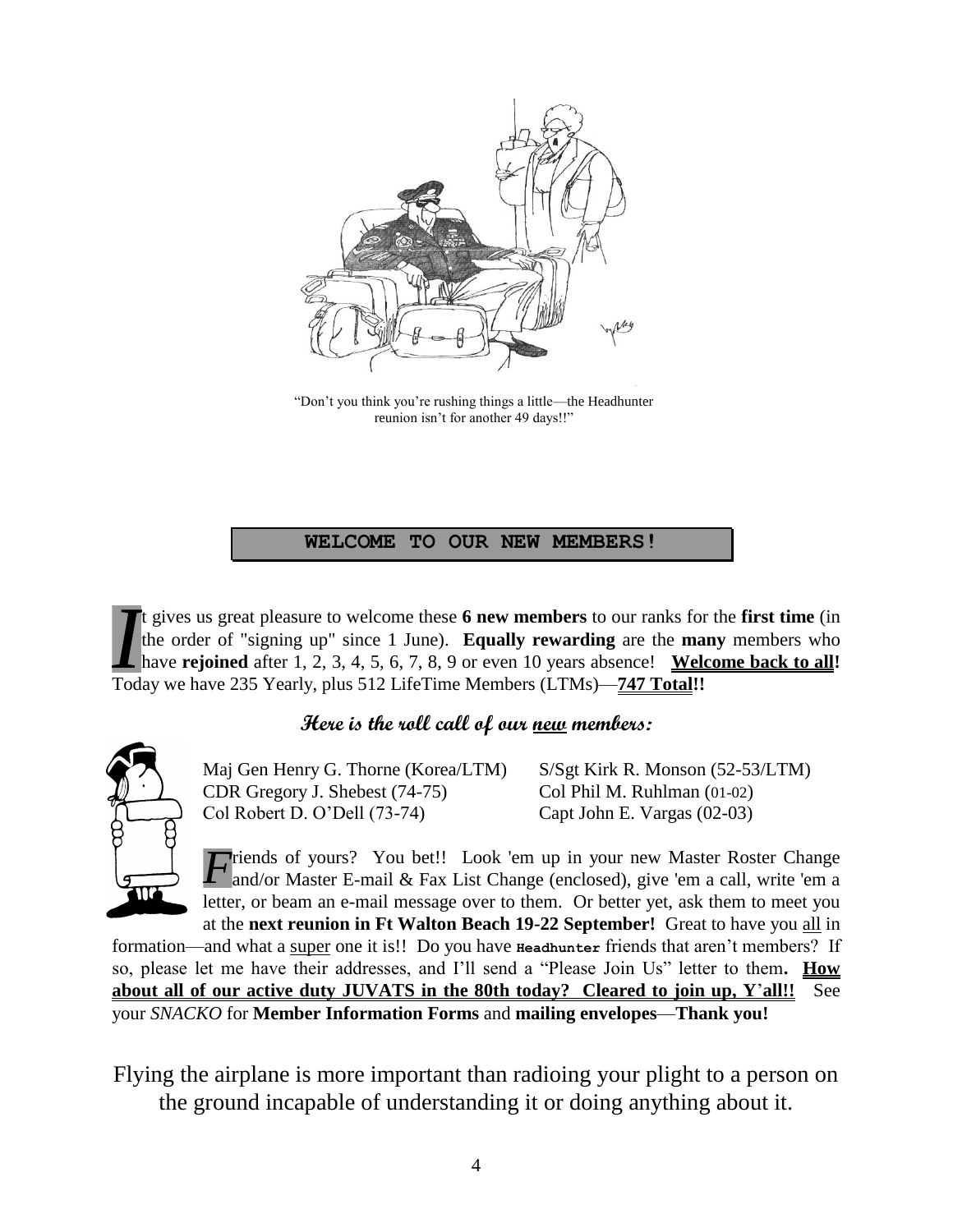"Don't you think you're rushing things a little—the Headhunter reunion isn't for another 49 days!!"

## WELCOME TO OUR NEW MEMBERS!

It gives us great pleasure to welcome these **6 new members** to our ranks for the **first time** (in the order of "signing up" since 1 June). **Equally rewarding** are the **many** members who have **rejoined** after 1, 2, 3, 4, 5, 6, 7, 8, 9 or even 10 years absence! **Welcome back to all!** Today we have 235 Yearly, plus 512 LifeTime Members (LTMs)—**747 Total!!**

### Here is the roll call of our new members:

Maj Gen Henry G. Thorne (Korea/LTM)
S/Sgt Kirk R. Monson (52-53/LTM)
CDR Gregory J. Shebest (74-75)
Col Phil M. Ruhlman (01-02)
Col Robert D. O'Dell (73-74)
Capt John E. Vargas (02-03)

Friends of yours? You bet!! Look 'em up in your new Master Roster Change and/or Master E-mail & Fax List Change (enclosed), give 'em a call, write 'em a letter, or beam an e-mail message over to them. Or better yet, ask them to meet you at the **next reunion in Ft Walton Beach 19-22 September!** Great to have you all in formation—and what a super one it is!! Do you have **Headhunter** friends that aren't members? If so, please let me have their addresses, and I'll send a "Please Join Us" letter to them**. How about all of our active duty JUVATS in the 80th today? Cleared to join up, Y'all!!** See your *SNACKO* for **Member Information Forms** and **mailing envelopes**—**Thank you!**

Flying the airplane is more important than radioing your plight to a person on the ground incapable of understanding it or doing anything about it.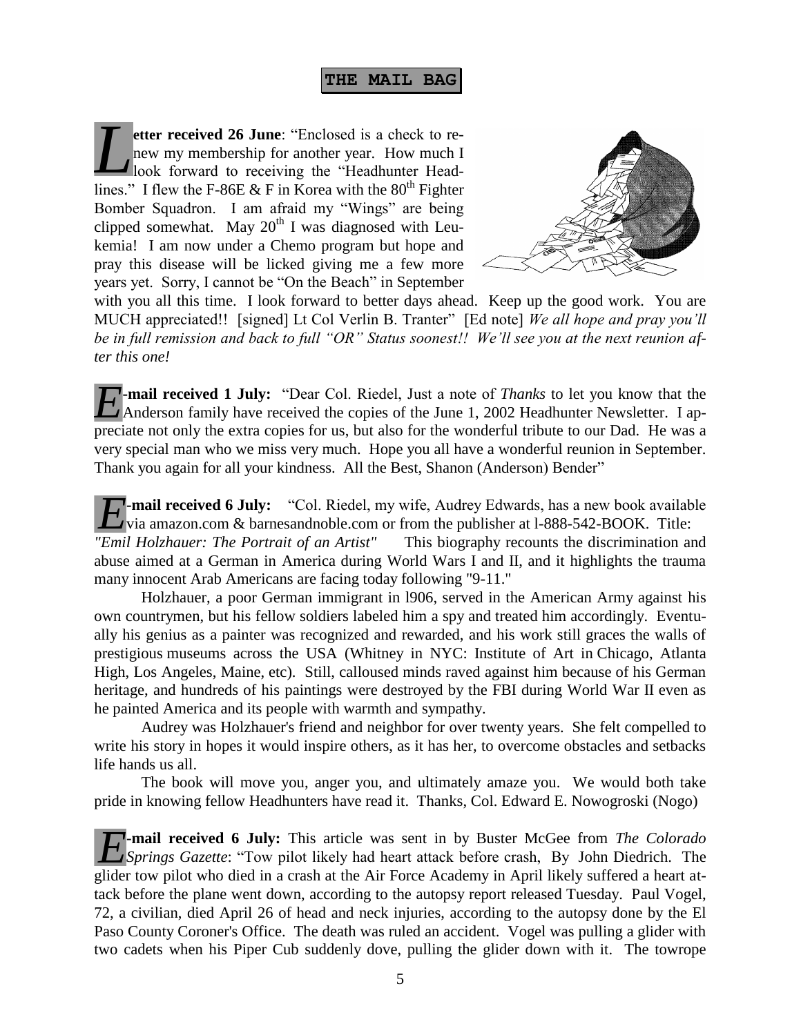## THE MAIL BAG

**Letter received 26 June**: "Enclosed is a check to renew my membership for another year. How much I look forward to receiving the "Headhunter Headlines." I flew the F-86E & F in Korea with the 80th Fighter Bomber Squadron. I am afraid my "Wings" are being clipped somewhat. May 20th I was diagnosed with Leukemia! I am now under a Chemo program but hope and pray this disease will be licked giving me a few more years yet. Sorry, I cannot be "On the Beach" in September with you all this time. I look forward to better days ahead. Keep up the good work. You are MUCH appreciated!! [signed] Lt Col Verlin B. Tranter" [Ed note] *We all hope and pray you'll be in full remission and back to full "OR" Status soonest!! We'll see you at the next reunion after this one!*

**E-mail received 1 July:** "Dear Col. Riedel, Just a note of *Thanks* to let you know that the Anderson family have received the copies of the June 1, 2002 Headhunter Newsletter. I appreciate not only the extra copies for us, but also for the wonderful tribute to our Dad. He was a very special man who we miss very much. Hope you all have a wonderful reunion in September. Thank you again for all your kindness. All the Best, Shanon (Anderson) Bender"

**E-mail received 6 July:** "Col. Riedel, my wife, Audrey Edwards, has a new book available via amazon.com & barnesandnoble.com or from the publisher at l-888-542-BOOK. Title: *"Emil Holzhauer: The Portrait of an Artist"* This biography recounts the discrimination and abuse aimed at a German in America during World Wars I and II, and it highlights the trauma many innocent Arab Americans are facing today following "9-11."

Holzhauer, a poor German immigrant in l906, served in the American Army against his own countrymen, but his fellow soldiers labeled him a spy and treated him accordingly. Eventually his genius as a painter was recognized and rewarded, and his work still graces the walls of prestigious museums across the USA (Whitney in NYC: Institute of Art in Chicago, Atlanta High, Los Angeles, Maine, etc). Still, calloused minds raved against him because of his German heritage, and hundreds of his paintings were destroyed by the FBI during World War II even as he painted America and its people with warmth and sympathy.

Audrey was Holzhauer's friend and neighbor for over twenty years. She felt compelled to write his story in hopes it would inspire others, as it has her, to overcome obstacles and setbacks life hands us all.

The book will move you, anger you, and ultimately amaze you. We would both take pride in knowing fellow Headhunters have read it. Thanks, Col. Edward E. Nowogroski (Nogo)

**E-mail received 6 July:** This article was sent in by Buster McGee from *The Colorado Springs Gazette*: "Tow pilot likely had heart attack before crash, By John Diedrich. The glider tow pilot who died in a crash at the Air Force Academy in April likely suffered a heart attack before the plane went down, according to the autopsy report released Tuesday. Paul Vogel, 72, a civilian, died April 26 of head and neck injuries, according to the autopsy done by the El Paso County Coroner's Office. The death was ruled an accident. Vogel was pulling a glider with two cadets when his Piper Cub suddenly dove, pulling the glider down with it. The towrope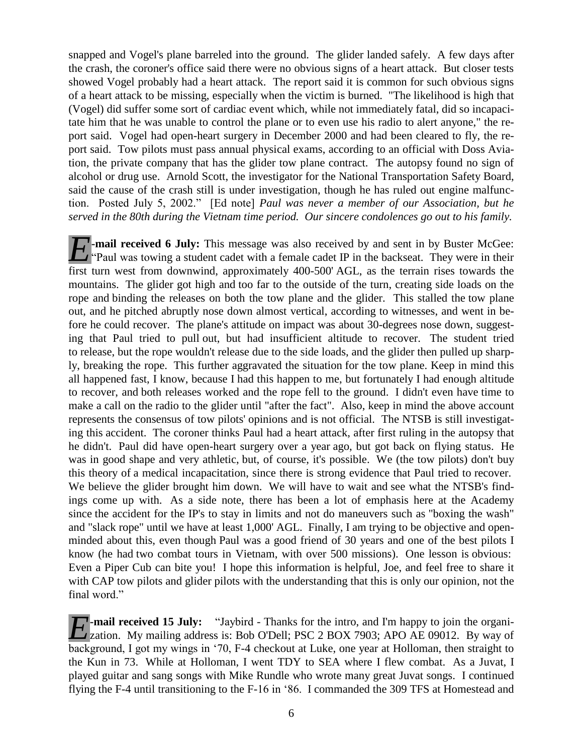snapped and Vogel's plane barreled into the ground. The glider landed safely. A few days after the crash, the coroner's office said there were no obvious signs of a heart attack. But closer tests showed Vogel probably had a heart attack. The report said it is common for such obvious signs of a heart attack to be missing, especially when the victim is burned. "The likelihood is high that (Vogel) did suffer some sort of cardiac event which, while not immediately fatal, did so incapacitate him that he was unable to control the plane or to even use his radio to alert anyone," the report said. Vogel had open-heart surgery in December 2000 and had been cleared to fly, the report said. Tow pilots must pass annual physical exams, according to an official with Doss Aviation, the private company that has the glider tow plane contract. The autopsy found no sign of alcohol or drug use. Arnold Scott, the investigator for the National Transportation Safety Board, said the cause of the crash still is under investigation, though he has ruled out engine malfunction. Posted July 5, 2002." [Ed note] *Paul was never a member of our Association, but he served in the 80th during the Vietnam time period. Our sincere condolences go out to his family.*

***E*-mail received 6 July:** This message was also received by and sent in by Buster McGee: "Paul was towing a student cadet with a female cadet IP in the backseat. They were in their first turn west from downwind, approximately 400-500' AGL, as the terrain rises towards the mountains. The glider got high and too far to the outside of the turn, creating side loads on the rope and binding the releases on both the tow plane and the glider. This stalled the tow plane out, and he pitched abruptly nose down almost vertical, according to witnesses, and went in before he could recover. The plane's attitude on impact was about 30-degrees nose down, suggesting that Paul tried to pull out, but had insufficient altitude to recover. The student tried to release, but the rope wouldn't release due to the side loads, and the glider then pulled up sharply, breaking the rope. This further aggravated the situation for the tow plane. Keep in mind this all happened fast, I know, because I had this happen to me, but fortunately I had enough altitude to recover, and both releases worked and the rope fell to the ground. I didn't even have time to make a call on the radio to the glider until "after the fact". Also, keep in mind the above account represents the consensus of tow pilots' opinions and is not official. The NTSB is still investigating this accident. The coroner thinks Paul had a heart attack, after first ruling in the autopsy that he didn't. Paul did have open-heart surgery over a year ago, but got back on flying status. He was in good shape and very athletic, but, of course, it's possible. We (the tow pilots) don't buy this theory of a medical incapacitation, since there is strong evidence that Paul tried to recover. We believe the glider brought him down. We will have to wait and see what the NTSB's findings come up with. As a side note, there has been a lot of emphasis here at the Academy since the accident for the IP's to stay in limits and not do maneuvers such as "boxing the wash" and "slack rope" until we have at least 1,000' AGL. Finally, I am trying to be objective and open-minded about this, even though Paul was a good friend of 30 years and one of the best pilots I know (he had two combat tours in Vietnam, with over 500 missions). One lesson is obvious: Even a Piper Cub can bite you! I hope this information is helpful, Joe, and feel free to share it with CAP tow pilots and glider pilots with the understanding that this is only our opinion, not the final word."

***E*-mail received 15 July:** "Jaybird - Thanks for the intro, and I'm happy to join the organization. My mailing address is: Bob O'Dell; PSC 2 BOX 7903; APO AE 09012. By way of background, I got my wings in '70, F-4 checkout at Luke, one year at Holloman, then straight to the Kun in 73. While at Holloman, I went TDY to SEA where I flew combat. As a Juvat, I played guitar and sang songs with Mike Rundle who wrote many great Juvat songs. I continued flying the F-4 until transitioning to the F-16 in '86. I commanded the 309 TFS at Homestead and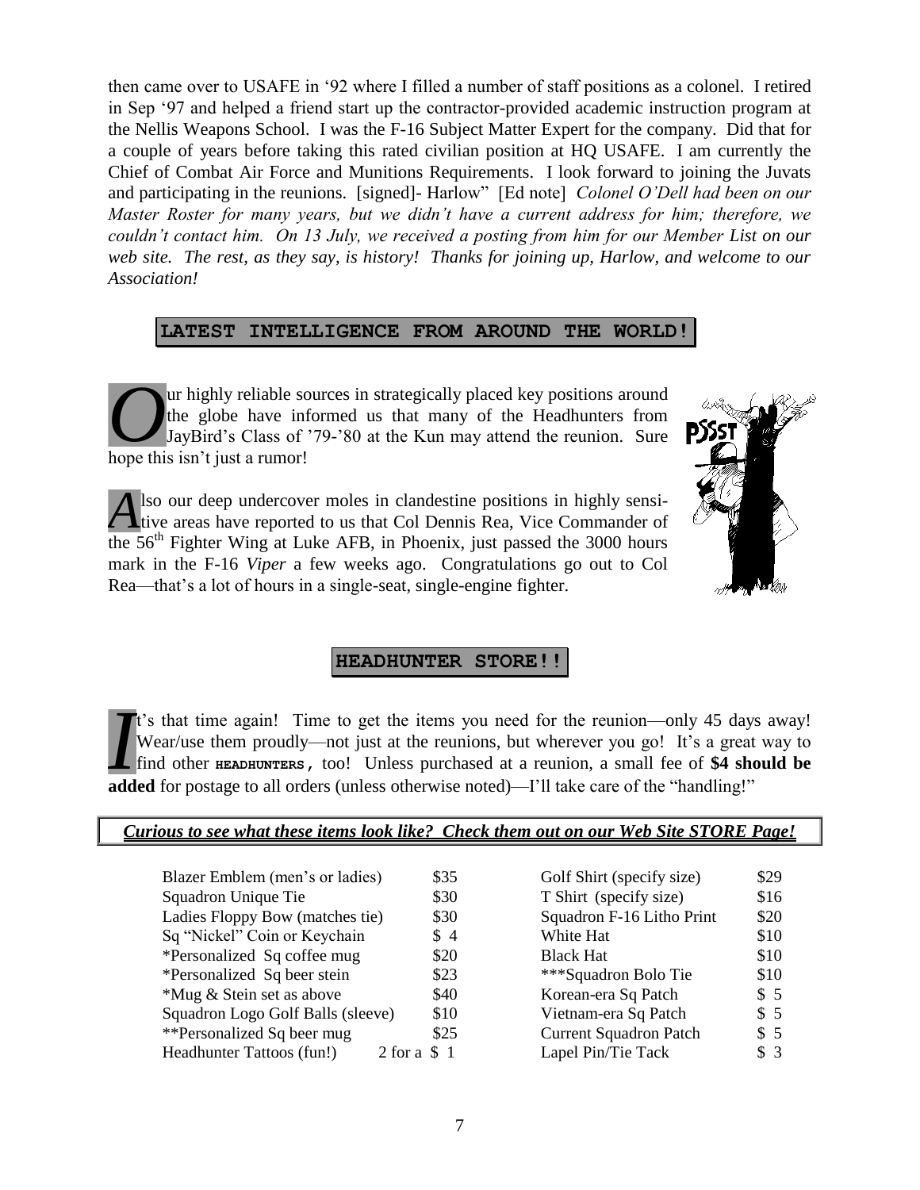then came over to USAFE in '92 where I filled a number of staff positions as a colonel. I retired in Sep '97 and helped a friend start up the contractor-provided academic instruction program at the Nellis Weapons School. I was the F-16 Subject Matter Expert for the company. Did that for a couple of years before taking this rated civilian position at HQ USAFE. I am currently the Chief of Combat Air Force and Munitions Requirements. I look forward to joining the Juvats and participating in the reunions. [signed]- Harlow" [Ed note] *Colonel O'Dell had been on our Master Roster for many years, but we didn't have a current address for him; therefore, we couldn't contact him. On 13 July, we received a posting from him for our Member List on our web site. The rest, as they say, is history! Thanks for joining up, Harlow, and welcome to our Association!*

## LATEST INTELLIGENCE FROM AROUND THE WORLD!

Our highly reliable sources in strategically placed key positions around the globe have informed us that many of the Headhunters from JayBird's Class of '79-'80 at the Kun may attend the reunion. Sure hope this isn't just a rumor!

Also our deep undercover moles in clandestine positions in highly sensitive areas have reported to us that Col Dennis Rea, Vice Commander of the 56th Fighter Wing at Luke AFB, in Phoenix, just passed the 3000 hours mark in the F-16 *Viper* a few weeks ago. Congratulations go out to Col Rea—that's a lot of hours in a single-seat, single-engine fighter.

## HEADHUNTER STORE!!

It's that time again! Time to get the items you need for the reunion—only 45 days away! Wear/use them proudly—not just at the reunions, but wherever you go! It's a great way to find other **HEADHUNTERS**, too! Unless purchased at a reunion, a small fee of **$4 should be added** for postage to all orders (unless otherwise noted)—I'll take care of the "handling!"

***Curious to see what these items look like? Check them out on our Web Site STORE Page!***

| Item | Price | Item | Price |
|---|---|---|---|
| Blazer Emblem (men's or ladies) | $35 | Golf Shirt (specify size) | $29 |
| Squadron Unique Tie | $30 | T Shirt (specify size) | $16 |
| Ladies Floppy Bow (matches tie) | $30 | Squadron F-16 Litho Print | $20 |
| Sq "Nickel" Coin or Keychain | $ 4 | White Hat | $10 |
| *Personalized Sq coffee mug | $20 | Black Hat | $10 |
| *Personalized Sq beer stein | $23 | ***Squadron Bolo Tie | $10 |
| *Mug & Stein set as above | $40 | Korean-era Sq Patch | $ 5 |
| Squadron Logo Golf Balls (sleeve) | $10 | Vietnam-era Sq Patch | $ 5 |
| **Personalized Sq beer mug | $25 | Current Squadron Patch | $ 5 |
| Headhunter Tattoos (fun!) | 2 for a $ 1 | Lapel Pin/Tie Tack | $ 3 |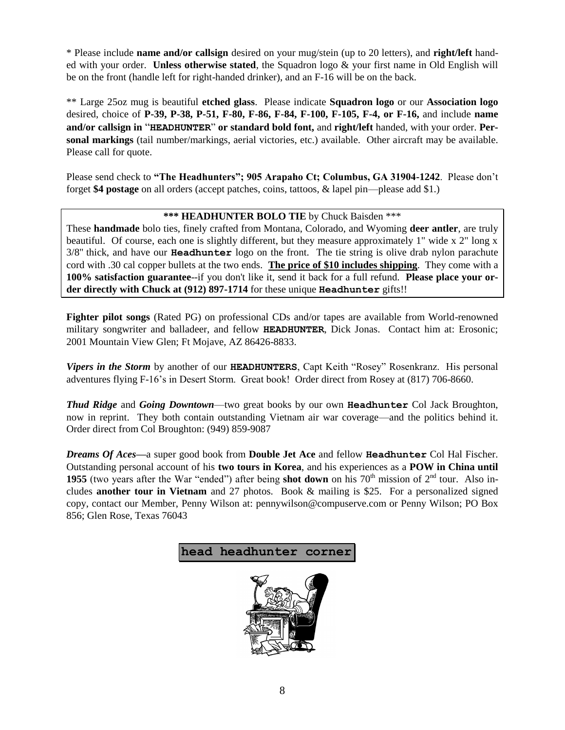\* Please include **name and/or callsign** desired on your mug/stein (up to 20 letters), and **right/left** handed with your order. **Unless otherwise stated**, the Squadron logo & your first name in Old English will be on the front (handle left for right-handed drinker), and an F-16 will be on the back.

\*\* Large 25oz mug is beautiful **etched glass**. Please indicate **Squadron logo** or our **Association logo** desired, choice of **P-39, P-38, P-51, F-80, F-86, F-84, F-100, F-105, F-4, or F-16,** and include **name and/or callsign in "HEADHUNTER" or standard bold font,** and **right/left** handed, with your order. **Personal markings** (tail number/markings, aerial victories, etc.) available. Other aircraft may be available. Please call for quote.

Please send check to **"The Headhunters"; 905 Arapaho Ct; Columbus, GA 31904-1242**. Please don't forget **$4 postage** on all orders (accept patches, coins, tattoos, & lapel pin—please add $1.)

**\*\*\* HEADHUNTER BOLO TIE** by Chuck Baisden \*\*\*

These **handmade** bolo ties, finely crafted from Montana, Colorado, and Wyoming **deer antler**, are truly beautiful. Of course, each one is slightly different, but they measure approximately 1" wide x 2" long x 3/8" thick, and have our **Headhunter** logo on the front. The tie string is olive drab nylon parachute cord with .30 cal copper bullets at the two ends. **The price of $10 includes shipping**. They come with a **100% satisfaction guarantee**--if you don't like it, send it back for a full refund. **Please place your order directly with Chuck at (912) 897-1714** for these unique **Headhunter** gifts!!

**Fighter pilot songs** (Rated PG) on professional CDs and/or tapes are available from World-renowned military songwriter and balladeer, and fellow **HEADHUNTER**, Dick Jonas. Contact him at: Erosonic; 2001 Mountain View Glen; Ft Mojave, AZ 86426-8833.

***Vipers in the Storm*** by another of our **HEADHUNTERS**, Capt Keith "Rosey" Rosenkranz. His personal adventures flying F-16's in Desert Storm. Great book! Order direct from Rosey at (817) 706-8660.

***Thud Ridge*** and ***Going Downtown***—two great books by our own **Headhunter** Col Jack Broughton, now in reprint. They both contain outstanding Vietnam air war coverage—and the politics behind it. Order direct from Col Broughton: (949) 859-9087

***Dreams Of Aces***—a super good book from **Double Jet Ace** and fellow **Headhunter** Col Hal Fischer. Outstanding personal account of his **two tours in Korea**, and his experiences as a **POW in China until 1955** (two years after the War "ended") after being **shot down** on his 70th mission of 2nd tour. Also includes **another tour in Vietnam** and 27 photos. Book & mailing is $25. For a personalized signed copy, contact our Member, Penny Wilson at: pennywilson@compuserve.com or Penny Wilson; PO Box 856; Glen Rose, Texas 76043

## head headhunter corner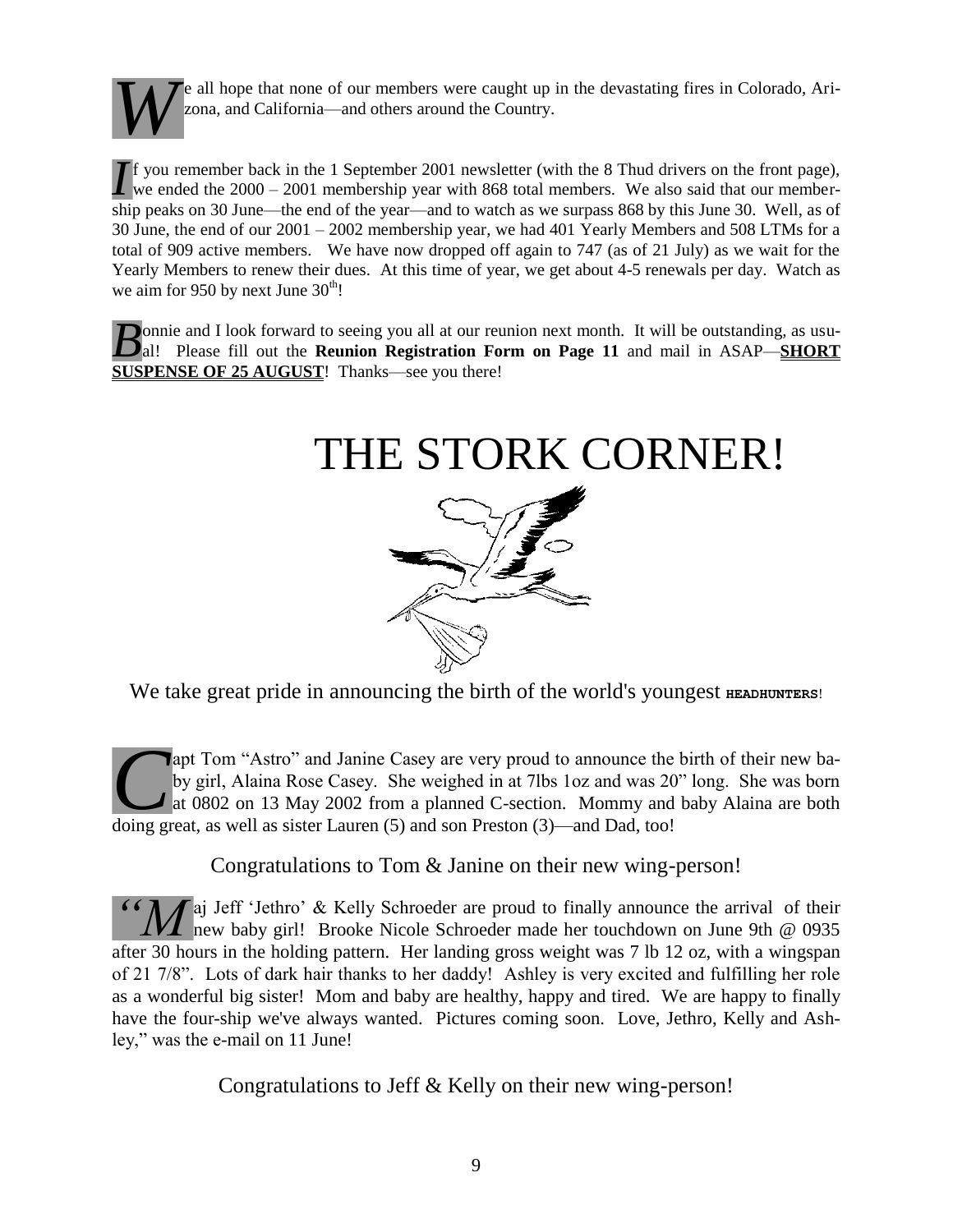We all hope that none of our members were caught up in the devastating fires in Colorado, Arizona, and California—and others around the Country.

If you remember back in the 1 September 2001 newsletter (with the 8 Thud drivers on the front page), we ended the 2000 – 2001 membership year with 868 total members. We also said that our membership peaks on 30 June—the end of the year—and to watch as we surpass 868 by this June 30. Well, as of 30 June, the end of our 2001 – 2002 membership year, we had 401 Yearly Members and 508 LTMs for a total of 909 active members. We have now dropped off again to 747 (as of 21 July) as we wait for the Yearly Members to renew their dues. At this time of year, we get about 4-5 renewals per day. Watch as we aim for 950 by next June 30th!

Bonnie and I look forward to seeing you all at our reunion next month. It will be outstanding, as usual! Please fill out the **Reunion Registration Form on Page 11** and mail in ASAP—**SHORT SUSPENSE OF 25 AUGUST**! Thanks—see you there!

# THE STORK CORNER!

We take great pride in announcing the birth of the world's youngest **HEADHUNTERS**!

Capt Tom "Astro" and Janine Casey are very proud to announce the birth of their new baby girl, Alaina Rose Casey. She weighed in at 7lbs 1oz and was 20" long. She was born at 0802 on 13 May 2002 from a planned C-section. Mommy and baby Alaina are both doing great, as well as sister Lauren (5) and son Preston (3)—and Dad, too!

Congratulations to Tom & Janine on their new wing-person!

"Maj Jeff 'Jethro' & Kelly Schroeder are proud to finally announce the arrival of their new baby girl! Brooke Nicole Schroeder made her touchdown on June 9th @ 0935 after 30 hours in the holding pattern. Her landing gross weight was 7 lb 12 oz, with a wingspan of 21 7/8". Lots of dark hair thanks to her daddy! Ashley is very excited and fulfilling her role as a wonderful big sister! Mom and baby are healthy, happy and tired. We are happy to finally have the four-ship we've always wanted. Pictures coming soon. Love, Jethro, Kelly and Ashley," was the e-mail on 11 June!

Congratulations to Jeff & Kelly on their new wing-person!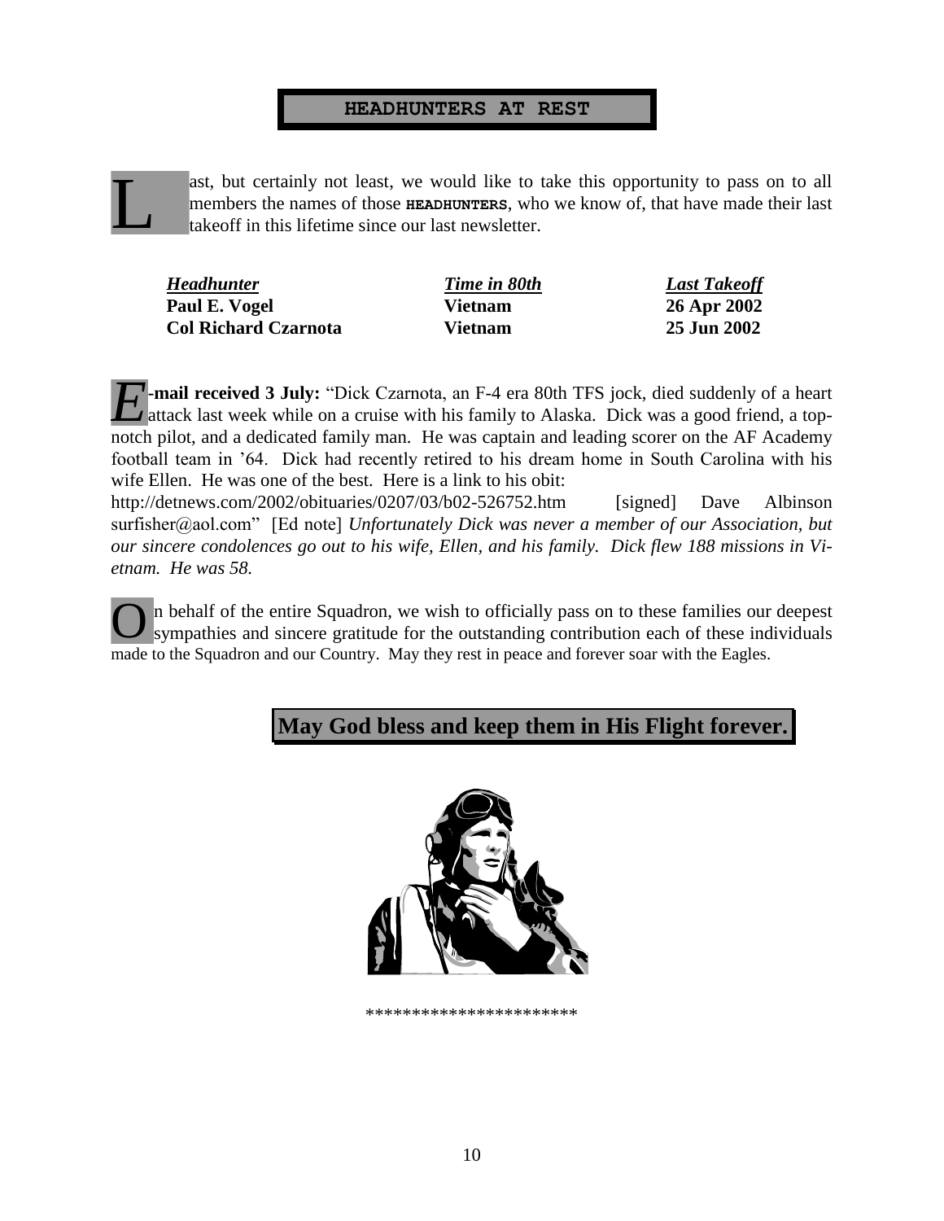# HEADHUNTERS AT REST

Last, but certainly not least, we would like to take this opportunity to pass on to all members the names of those **HEADHUNTERS**, who we know of, that have made their last takeoff in this lifetime since our last newsletter.

| ***Headhunter*** | ***Time in 80th*** | ***Last Takeoff*** |
|---|---|---|
| **Paul E. Vogel** | **Vietnam** | **26 Apr 2002** |
| **Col Richard Czarnota** | **Vietnam** | **25 Jun 2002** |

**E-mail received 3 July:** "Dick Czarnota, an F-4 era 80th TFS jock, died suddenly of a heart attack last week while on a cruise with his family to Alaska. Dick was a good friend, a top-notch pilot, and a dedicated family man. He was captain and leading scorer on the AF Academy football team in '64. Dick had recently retired to his dream home in South Carolina with his wife Ellen. He was one of the best. Here is a link to his obit: http://detnews.com/2002/obituaries/0207/03/b02-526752.htm [signed] Dave Albinson surfisher@aol.com" [Ed note] *Unfortunately Dick was never a member of our Association, but our sincere condolences go out to his wife, Ellen, and his family. Dick flew 188 missions in Vietnam. He was 58.*

On behalf of the entire Squadron, we wish to officially pass on to these families our deepest sympathies and sincere gratitude for the outstanding contribution each of these individuals made to the Squadron and our Country. May they rest in peace and forever soar with the Eagles.

**May God bless and keep them in His Flight forever.**

\*\*\*\*\*\*\*\*\*\*\*\*\*\*\*\*\*\*\*\*\*\*\*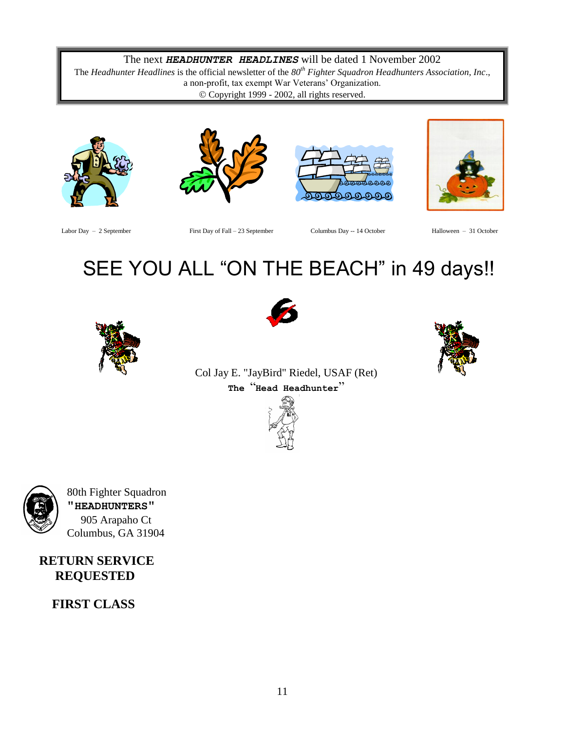The next ***HEADHUNTER HEADLINES*** will be dated 1 November 2002

The *Headhunter Headlines* is the official newsletter of the *80th Fighter Squadron Headhunters Association, Inc*., a non-profit, tax exempt War Veterans' Organization.

© Copyright 1999 - 2002, all rights reserved.

Labor Day – 2 September

First Day of Fall – 23 September

Columbus Day -- 14 October

Halloween – 31 October

# SEE YOU ALL "ON THE BEACH" in 49 days!!

Col Jay E. "JayBird" Riedel, USAF (Ret)

**The "Head Headhunter"**

80th Fighter Squadron
**"HEADHUNTERS"**
905 Arapaho Ct
Columbus, GA 31904

**RETURN SERVICE REQUESTED**

**FIRST CLASS**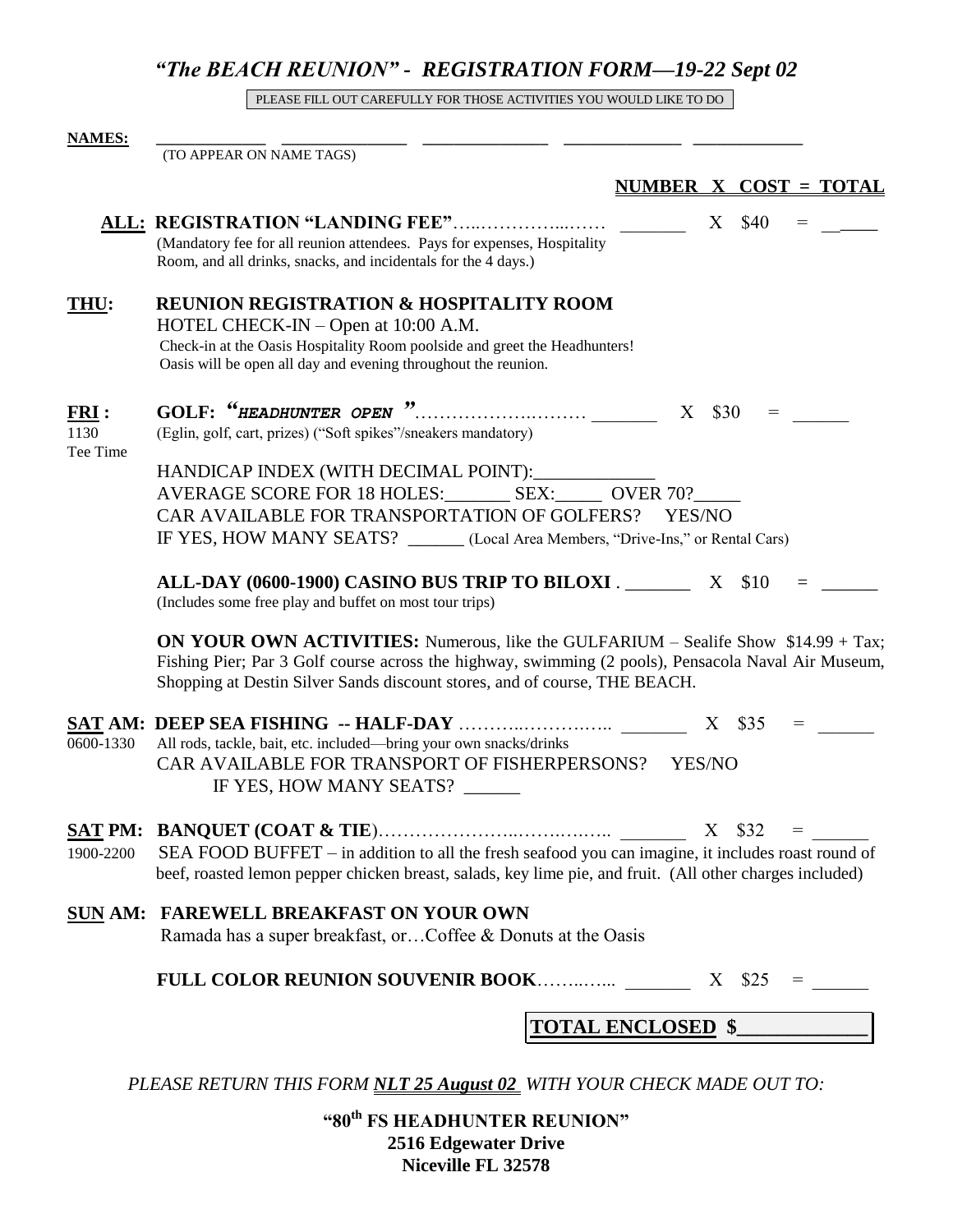# *"The BEACH REUNION" - REGISTRATION FORM—19-22 Sept 02*

PLEASE FILL OUT CAREFULLY FOR THOSE ACTIVITIES YOU WOULD LIKE TO DO

**NAMES:** ____________ ______________ ______________ _____________ ____________
(TO APPEAR ON NAME TAGS)

**NUMBER X COST = TOTAL**

**ALL: REGISTRATION "LANDING FEE"**………………..…… _______ X $40 = _____
(Mandatory fee for all reunion attendees. Pays for expenses, Hospitality Room, and all drinks, snacks, and incidentals for the 4 days.)

**THU: REUNION REGISTRATION & HOSPITALITY ROOM**
HOTEL CHECK-IN – Open at 10:00 A.M.
Check-in at the Oasis Hospitality Room poolside and greet the Headhunters!
Oasis will be open all day and evening throughout the reunion.

**FRI :** 1130 Tee Time

**GOLF: "*HEADHUNTER OPEN* "**……………………..……… _______ X $30 = ______
(Eglin, golf, cart, prizes) ("Soft spikes"/sneakers mandatory)

HANDICAP INDEX (WITH DECIMAL POINT):_____________
AVERAGE SCORE FOR 18 HOLES:_______ SEX:_____ OVER 70?_____
CAR AVAILABLE FOR TRANSPORTATION OF GOLFERS? YES/NO
IF YES, HOW MANY SEATS? ______ (Local Area Members, "Drive-Ins," or Rental Cars)

**ALL-DAY (0600-1900) CASINO BUS TRIP TO BILOXI** . _______ X $10 = ______
(Includes some free play and buffet on most tour trips)

**ON YOUR OWN ACTIVITIES:** Numerous, like the GULFARIUM – Sealife Show $14.99 + Tax; Fishing Pier; Par 3 Golf course across the highway, swimming (2 pools), Pensacola Naval Air Museum, Shopping at Destin Silver Sands discount stores, and of course, THE BEACH.

**SAT AM: DEEP SEA FISHING -- HALF-DAY** ………..………….. _______ X $35 = ______
0600-1330 All rods, tackle, bait, etc. included—bring your own snacks/drinks
CAR AVAILABLE FOR TRANSPORT OF FISHERPERSONS? YES/NO
IF YES, HOW MANY SEATS? ______

**SAT PM: BANQUET (COAT & TIE**)…………………..…….….….. _______ X $32 = ______
1900-2200 SEA FOOD BUFFET – in addition to all the fresh seafood you can imagine, it includes roast round of beef, roasted lemon pepper chicken breast, salads, key lime pie, and fruit. (All other charges included)

**SUN AM: FAREWELL BREAKFAST ON YOUR OWN**
Ramada has a super breakfast, or…Coffee & Donuts at the Oasis

**FULL COLOR REUNION SOUVENIR BOOK**……..…... _______ X $25 = ______

**TOTAL ENCLOSED $____________**

*PLEASE RETURN THIS FORM **NLT 25 August 02** WITH YOUR CHECK MADE OUT TO:*

**"80th FS HEADHUNTER REUNION"**
**2516 Edgewater Drive**
**Niceville FL 32578**